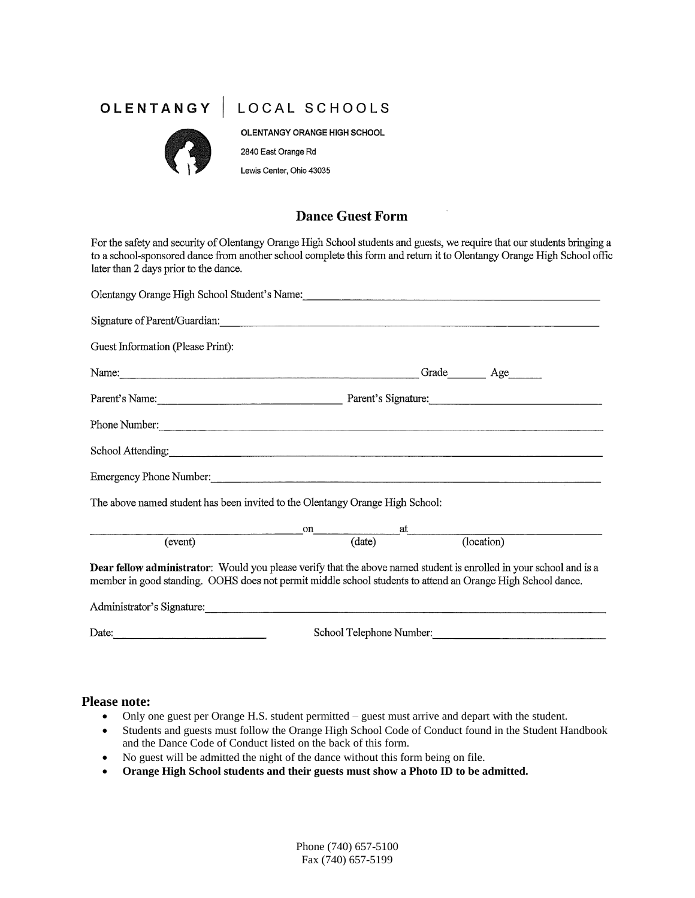OLENTANGY | LOCAL SCHOOLS

**OLENTANGY ORANGE HIGH SCHOOL**

2840 East Orange Rd

Lewis Center, Ohio 43035

## Dance Guest Form

For the safety and security of Olentangy Orange High School students and guests, we require that our students bringing a to a school-sponsored dance from another school complete this form and return it to Olentangy Orange High School offic later than 2 days prior to the dance.

Olentangy Orange High School Student's Name:______________________________

Signature of Parent/Guardian:______________________________

Guest Information (Please Print):

Name:______________________________ Grade_______ Age______

Parent's Name:______________________ Parent's Signature:______________________

Phone Number:______________________________

School Attending:______________________________

Emergency Phone Number:______________________________

The above named student has been invited to the Olentangy Orange High School:

______________________ on ____________ at ______________________
(event) (date) (location)

**Dear fellow administrator**: Would you please verify that the above named student is enrolled in your school and is a member in good standing. OOHS does not permit middle school students to attend an Orange High School dance.

Administrator's Signature:______________________________

Date:______________________ School Telephone Number:______________________

**Please note:**

- Only one guest per Orange H.S. student permitted – guest must arrive and depart with the student.
- Students and guests must follow the Orange High School Code of Conduct found in the Student Handbook and the Dance Code of Conduct listed on the back of this form.
- No guest will be admitted the night of the dance without this form being on file.
- **Orange High School students and their guests must show a Photo ID to be admitted.**

Phone (740) 657-5100
Fax (740) 657-5199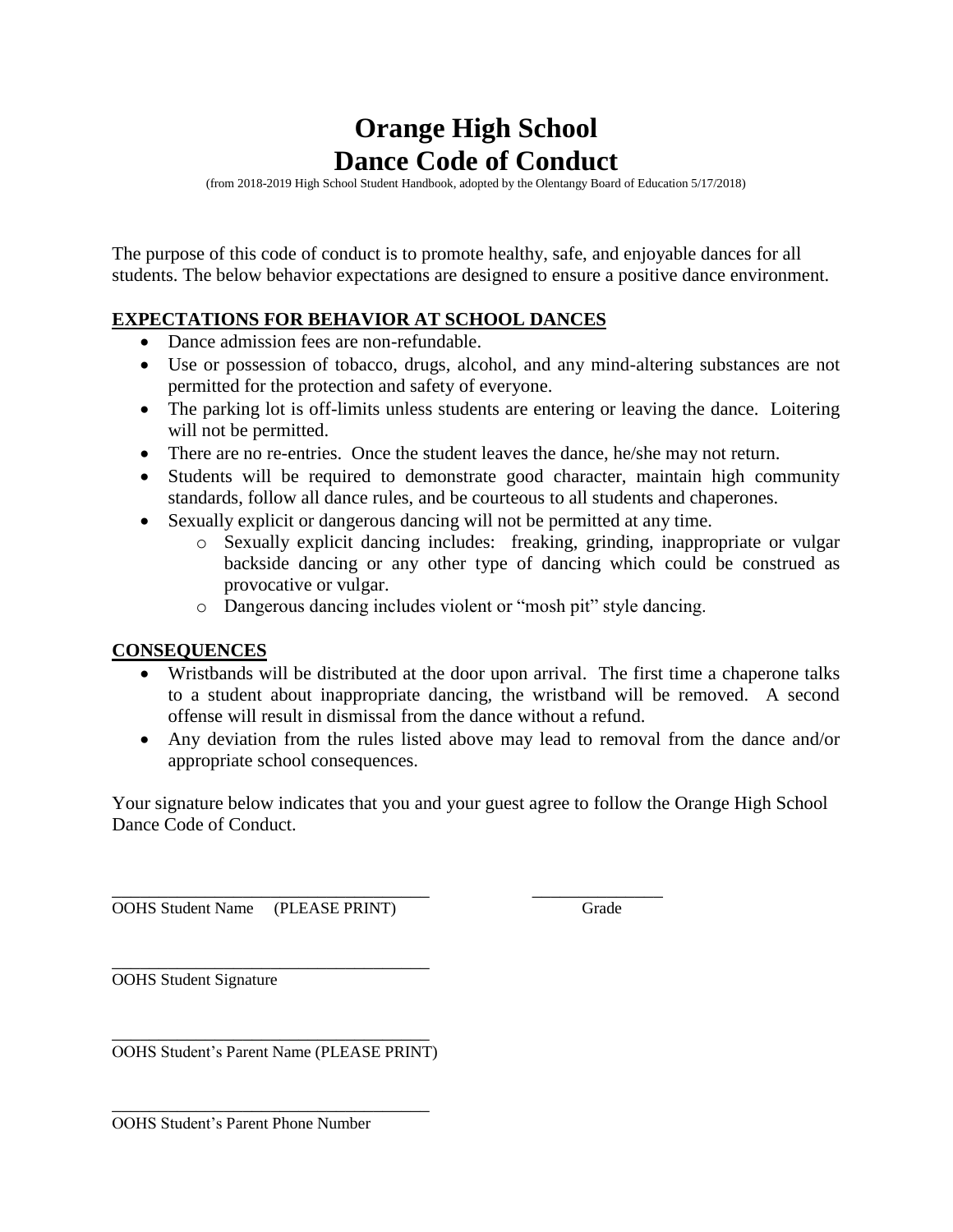# Orange High School
# Dance Code of Conduct

(from 2018-2019 High School Student Handbook, adopted by the Olentangy Board of Education 5/17/2018)

The purpose of this code of conduct is to promote healthy, safe, and enjoyable dances for all students. The below behavior expectations are designed to ensure a positive dance environment.

## EXPECTATIONS FOR BEHAVIOR AT SCHOOL DANCES

- Dance admission fees are non-refundable.
- Use or possession of tobacco, drugs, alcohol, and any mind-altering substances are not permitted for the protection and safety of everyone.
- The parking lot is off-limits unless students are entering or leaving the dance. Loitering will not be permitted.
- There are no re-entries. Once the student leaves the dance, he/she may not return.
- Students will be required to demonstrate good character, maintain high community standards, follow all dance rules, and be courteous to all students and chaperones.
- Sexually explicit or dangerous dancing will not be permitted at any time.
  - Sexually explicit dancing includes: freaking, grinding, inappropriate or vulgar backside dancing or any other type of dancing which could be construed as provocative or vulgar.
  - Dangerous dancing includes violent or "mosh pit" style dancing.

## CONSEQUENCES

- Wristbands will be distributed at the door upon arrival. The first time a chaperone talks to a student about inappropriate dancing, the wristband will be removed. A second offense will result in dismissal from the dance without a refund.
- Any deviation from the rules listed above may lead to removal from the dance and/or appropriate school consequences.

Your signature below indicates that you and your guest agree to follow the Orange High School Dance Code of Conduct.

______________________________________ _______________

OOHS Student Name (PLEASE PRINT) Grade

______________________________________

OOHS Student Signature

______________________________________

OOHS Student's Parent Name (PLEASE PRINT)

______________________________________

OOHS Student's Parent Phone Number